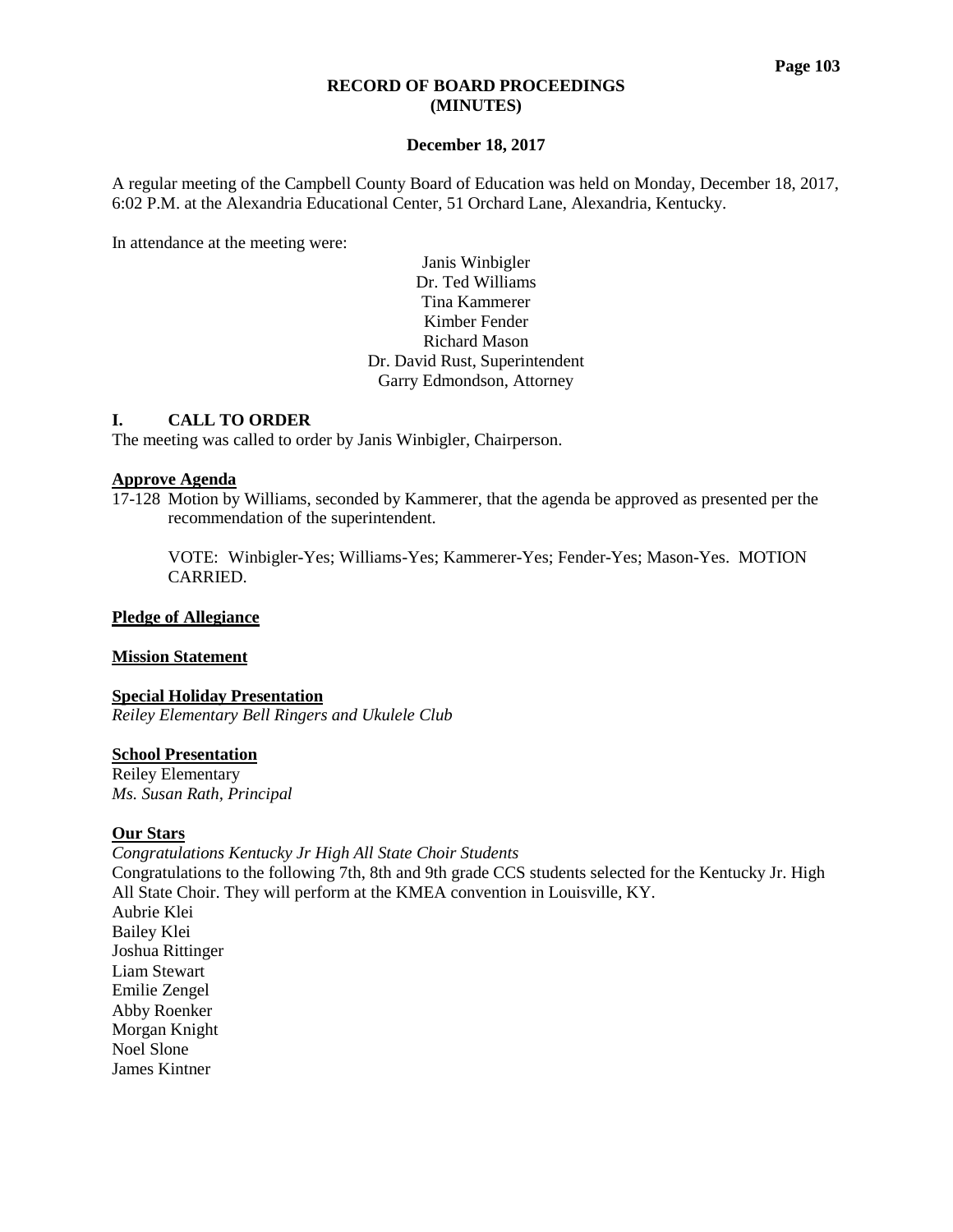# RECORD OF BOARD PROCEEDINGS
# (MINUTES)

**December 18, 2017**

A regular meeting of the Campbell County Board of Education was held on Monday, December 18, 2017, 6:02 P.M. at the Alexandria Educational Center, 51 Orchard Lane, Alexandria, Kentucky.

In attendance at the meeting were:

Janis Winbigler
Dr. Ted Williams
Tina Kammerer
Kimber Fender
Richard Mason
Dr. David Rust, Superintendent
Garry Edmondson, Attorney

## I. CALL TO ORDER

The meeting was called to order by Janis Winbigler, Chairperson.

**Approve Agenda**

17-128 Motion by Williams, seconded by Kammerer, that the agenda be approved as presented per the recommendation of the superintendent.

VOTE: Winbigler-Yes; Williams-Yes; Kammerer-Yes; Fender-Yes; Mason-Yes. MOTION CARRIED.

**Pledge of Allegiance**

**Mission Statement**

**Special Holiday Presentation**

*Reiley Elementary Bell Ringers and Ukulele Club*

**School Presentation**

Reiley Elementary
*Ms. Susan Rath, Principal*

**Our Stars**

*Congratulations Kentucky Jr High All State Choir Students*

Congratulations to the following 7th, 8th and 9th grade CCS students selected for the Kentucky Jr. High All State Choir. They will perform at the KMEA convention in Louisville, KY.

Aubrie Klei
Bailey Klei
Joshua Rittinger
Liam Stewart
Emilie Zengel
Abby Roenker
Morgan Knight
Noel Slone
James Kintner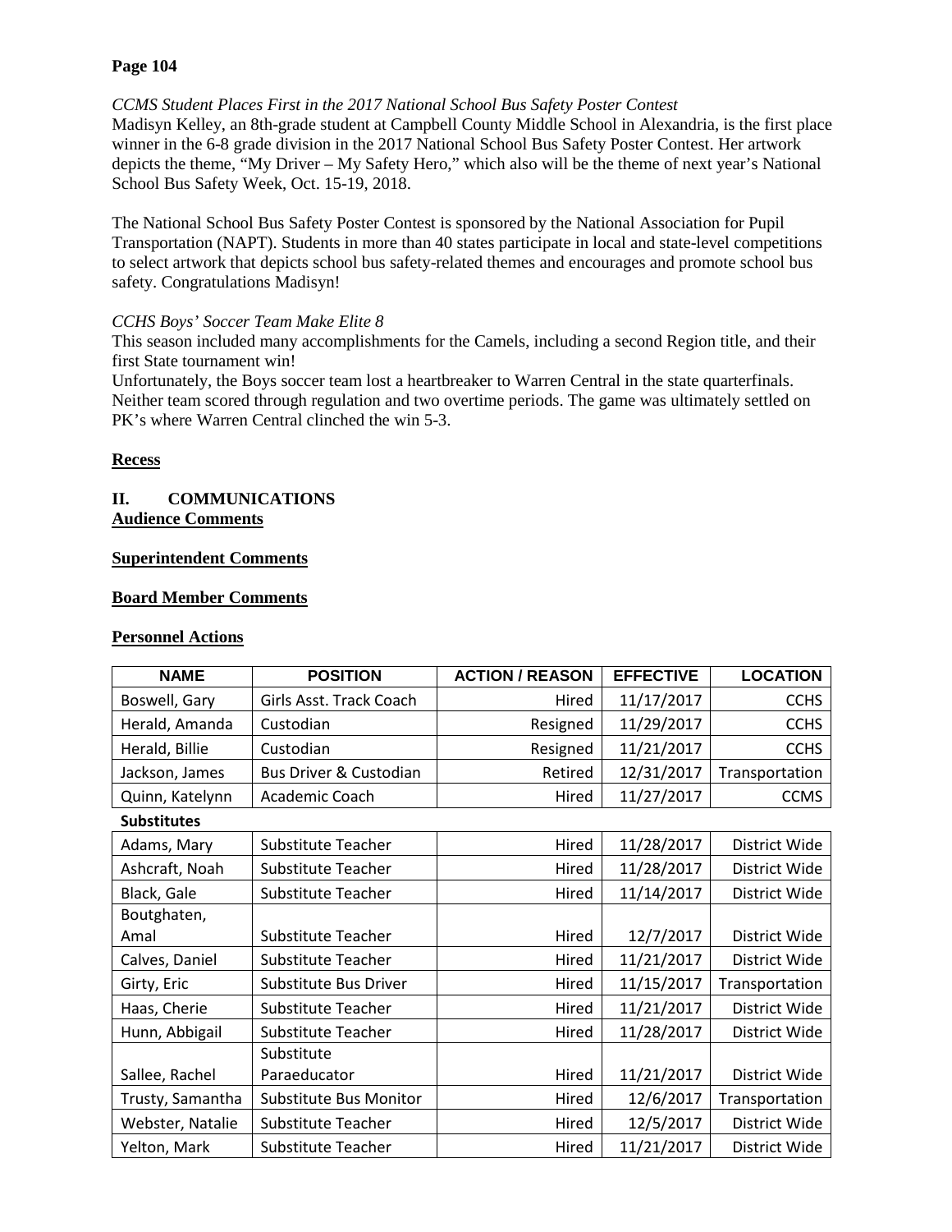*CCMS Student Places First in the 2017 National School Bus Safety Poster Contest*
Madisyn Kelley, an 8th-grade student at Campbell County Middle School in Alexandria, is the first place winner in the 6-8 grade division in the 2017 National School Bus Safety Poster Contest. Her artwork depicts the theme, "My Driver – My Safety Hero," which also will be the theme of next year's National School Bus Safety Week, Oct. 15-19, 2018.

The National School Bus Safety Poster Contest is sponsored by the National Association for Pupil Transportation (NAPT). Students in more than 40 states participate in local and state-level competitions to select artwork that depicts school bus safety-related themes and encourages and promote school bus safety. Congratulations Madisyn!

*CCHS Boys' Soccer Team Make Elite 8*
This season included many accomplishments for the Camels, including a second Region title, and their first State tournament win!
Unfortunately, the Boys soccer team lost a heartbreaker to Warren Central in the state quarterfinals. Neither team scored through regulation and two overtime periods. The game was ultimately settled on PK's where Warren Central clinched the win 5-3.

**Recess**

## II. COMMUNICATIONS

**Audience Comments**

**Superintendent Comments**

**Board Member Comments**

**Personnel Actions**

| NAME | POSITION | ACTION / REASON | EFFECTIVE | LOCATION |
|---|---|---|---|---|
| Boswell, Gary | Girls Asst. Track Coach | Hired | 11/17/2017 | CCHS |
| Herald, Amanda | Custodian | Resigned | 11/29/2017 | CCHS |
| Herald, Billie | Custodian | Resigned | 11/21/2017 | CCHS |
| Jackson, James | Bus Driver & Custodian | Retired | 12/31/2017 | Transportation |
| Quinn, Katelynn | Academic Coach | Hired | 11/27/2017 | CCMS |
| **Substitutes** | | | | |
| Adams, Mary | Substitute Teacher | Hired | 11/28/2017 | District Wide |
| Ashcraft, Noah | Substitute Teacher | Hired | 11/28/2017 | District Wide |
| Black, Gale | Substitute Teacher | Hired | 11/14/2017 | District Wide |
| Boutghaten, Amal | Substitute Teacher | Hired | 12/7/2017 | District Wide |
| Calves, Daniel | Substitute Teacher | Hired | 11/21/2017 | District Wide |
| Girty, Eric | Substitute Bus Driver | Hired | 11/15/2017 | Transportation |
| Haas, Cherie | Substitute Teacher | Hired | 11/21/2017 | District Wide |
| Hunn, Abbigail | Substitute Teacher | Hired | 11/28/2017 | District Wide |
| Sallee, Rachel | Substitute Paraeducator | Hired | 11/21/2017 | District Wide |
| Trusty, Samantha | Substitute Bus Monitor | Hired | 12/6/2017 | Transportation |
| Webster, Natalie | Substitute Teacher | Hired | 12/5/2017 | District Wide |
| Yelton, Mark | Substitute Teacher | Hired | 11/21/2017 | District Wide |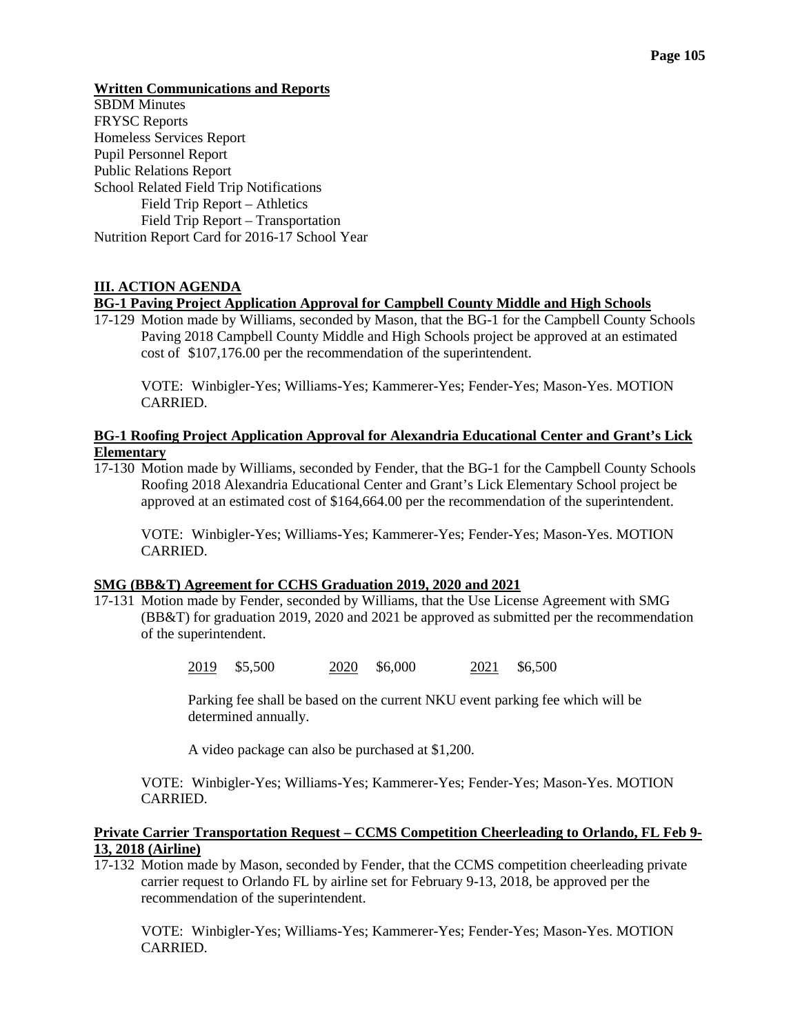**Written Communications and Reports**

SBDM Minutes
FRYSC Reports
Homeless Services Report
Pupil Personnel Report
Public Relations Report
School Related Field Trip Notifications
    Field Trip Report – Athletics
    Field Trip Report – Transportation
Nutrition Report Card for 2016-17 School Year

## III. ACTION AGENDA

**BG-1 Paving Project Application Approval for Campbell County Middle and High Schools**

17-129 Motion made by Williams, seconded by Mason, that the BG-1 for the Campbell County Schools Paving 2018 Campbell County Middle and High Schools project be approved at an estimated cost of $107,176.00 per the recommendation of the superintendent.

VOTE: Winbigler-Yes; Williams-Yes; Kammerer-Yes; Fender-Yes; Mason-Yes. MOTION CARRIED.

**BG-1 Roofing Project Application Approval for Alexandria Educational Center and Grant's Lick Elementary**

17-130 Motion made by Williams, seconded by Fender, that the BG-1 for the Campbell County Schools Roofing 2018 Alexandria Educational Center and Grant's Lick Elementary School project be approved at an estimated cost of $164,664.00 per the recommendation of the superintendent.

VOTE: Winbigler-Yes; Williams-Yes; Kammerer-Yes; Fender-Yes; Mason-Yes. MOTION CARRIED.

**SMG (BB&T) Agreement for CCHS Graduation 2019, 2020 and 2021**

17-131 Motion made by Fender, seconded by Williams, that the Use License Agreement with SMG (BB&T) for graduation 2019, 2020 and 2021 be approved as submitted per the recommendation of the superintendent.

2019 $5,500    2020 $6,000    2021 $6,500

Parking fee shall be based on the current NKU event parking fee which will be determined annually.

A video package can also be purchased at $1,200.

VOTE: Winbigler-Yes; Williams-Yes; Kammerer-Yes; Fender-Yes; Mason-Yes. MOTION CARRIED.

**Private Carrier Transportation Request – CCMS Competition Cheerleading to Orlando, FL Feb 9-13, 2018 (Airline)**

17-132 Motion made by Mason, seconded by Fender, that the CCMS competition cheerleading private carrier request to Orlando FL by airline set for February 9-13, 2018, be approved per the recommendation of the superintendent.

VOTE: Winbigler-Yes; Williams-Yes; Kammerer-Yes; Fender-Yes; Mason-Yes. MOTION CARRIED.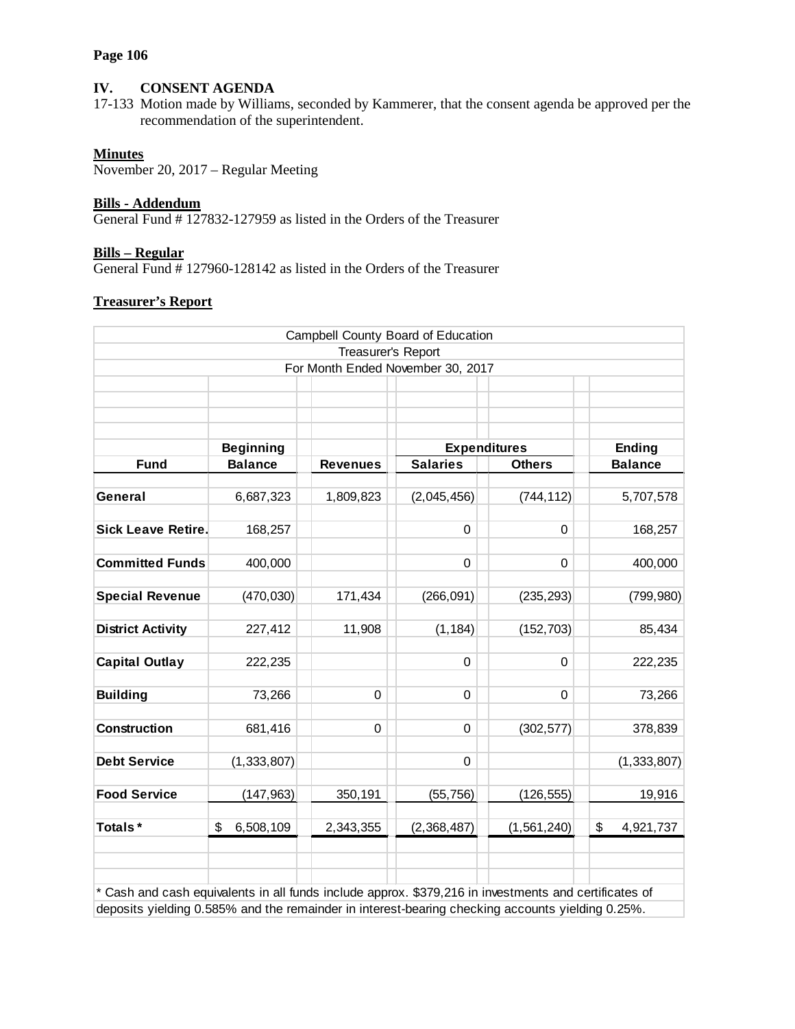## IV. CONSENT AGENDA

17-133 Motion made by Williams, seconded by Kammerer, that the consent agenda be approved per the recommendation of the superintendent.

**Minutes**
November 20, 2017 – Regular Meeting

**Bills - Addendum**
General Fund # 127832-127959 as listed in the Orders of the Treasurer

**Bills – Regular**
General Fund # 127960-128142 as listed in the Orders of the Treasurer

**Treasurer's Report**

Campbell County Board of Education
Treasurer's Report
For Month Ended November 30, 2017

| Fund | Beginning Balance | Revenues | Expenditures Salaries | Expenditures Others | Ending Balance |
|---|---|---|---|---|---|
| **General** | 6,687,323 | 1,809,823 | (2,045,456) | (744,112) | 5,707,578 |
| **Sick Leave Retire.** | 168,257 | | 0 | 0 | 168,257 |
| **Committed Funds** | 400,000 | | 0 | 0 | 400,000 |
| **Special Revenue** | (470,030) | 171,434 | (266,091) | (235,293) | (799,980) |
| **District Activity** | 227,412 | 11,908 | (1,184) | (152,703) | 85,434 |
| **Capital Outlay** | 222,235 | | 0 | 0 | 222,235 |
| **Building** | 73,266 | 0 | 0 | 0 | 73,266 |
| **Construction** | 681,416 | 0 | 0 | (302,577) | 378,839 |
| **Debt Service** | (1,333,807) | | 0 | | (1,333,807) |
| **Food Service** | (147,963) | 350,191 | (55,756) | (126,555) | 19,916 |
| **Totals *** | $ 6,508,109 | 2,343,355 | (2,368,487) | (1,561,240) | $ 4,921,737 |

* Cash and cash equivalents in all funds include approx. $379,216 in investments and certificates of deposits yielding 0.585% and the remainder in interest-bearing checking accounts yielding 0.25%.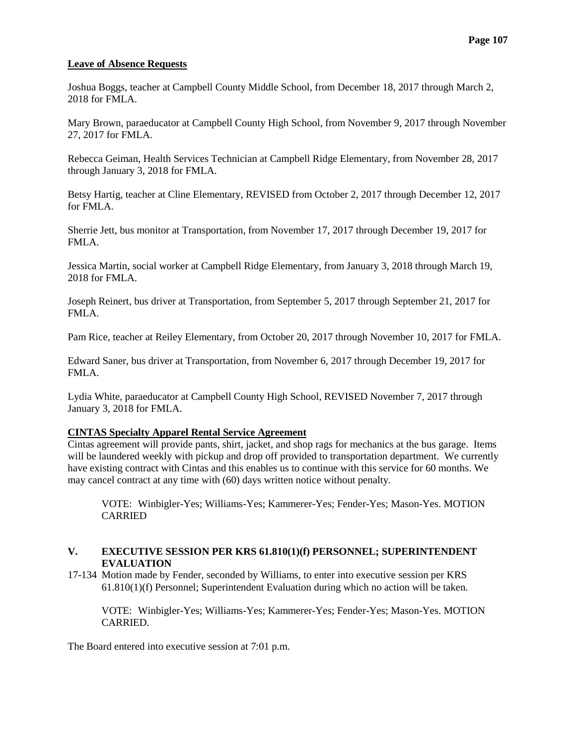**Leave of Absence Requests**

Joshua Boggs, teacher at Campbell County Middle School, from December 18, 2017 through March 2, 2018 for FMLA.

Mary Brown, paraeducator at Campbell County High School, from November 9, 2017 through November 27, 2017 for FMLA.

Rebecca Geiman, Health Services Technician at Campbell Ridge Elementary, from November 28, 2017 through January 3, 2018 for FMLA.

Betsy Hartig, teacher at Cline Elementary, REVISED from October 2, 2017 through December 12, 2017 for FMLA.

Sherrie Jett, bus monitor at Transportation, from November 17, 2017 through December 19, 2017 for FMLA.

Jessica Martin, social worker at Campbell Ridge Elementary, from January 3, 2018 through March 19, 2018 for FMLA.

Joseph Reinert, bus driver at Transportation, from September 5, 2017 through September 21, 2017 for FMLA.

Pam Rice, teacher at Reiley Elementary, from October 20, 2017 through November 10, 2017 for FMLA.

Edward Saner, bus driver at Transportation, from November 6, 2017 through December 19, 2017 for FMLA.

Lydia White, paraeducator at Campbell County High School, REVISED November 7, 2017 through January 3, 2018 for FMLA.

**CINTAS Specialty Apparel Rental Service Agreement**

Cintas agreement will provide pants, shirt, jacket, and shop rags for mechanics at the bus garage. Items will be laundered weekly with pickup and drop off provided to transportation department. We currently have existing contract with Cintas and this enables us to continue with this service for 60 months. We may cancel contract at any time with (60) days written notice without penalty.

VOTE: Winbigler-Yes; Williams-Yes; Kammerer-Yes; Fender-Yes; Mason-Yes. MOTION CARRIED

## V. EXECUTIVE SESSION PER KRS 61.810(1)(f) PERSONNEL; SUPERINTENDENT EVALUATION

17-134 Motion made by Fender, seconded by Williams, to enter into executive session per KRS 61.810(1)(f) Personnel; Superintendent Evaluation during which no action will be taken.

VOTE: Winbigler-Yes; Williams-Yes; Kammerer-Yes; Fender-Yes; Mason-Yes. MOTION CARRIED.

The Board entered into executive session at 7:01 p.m.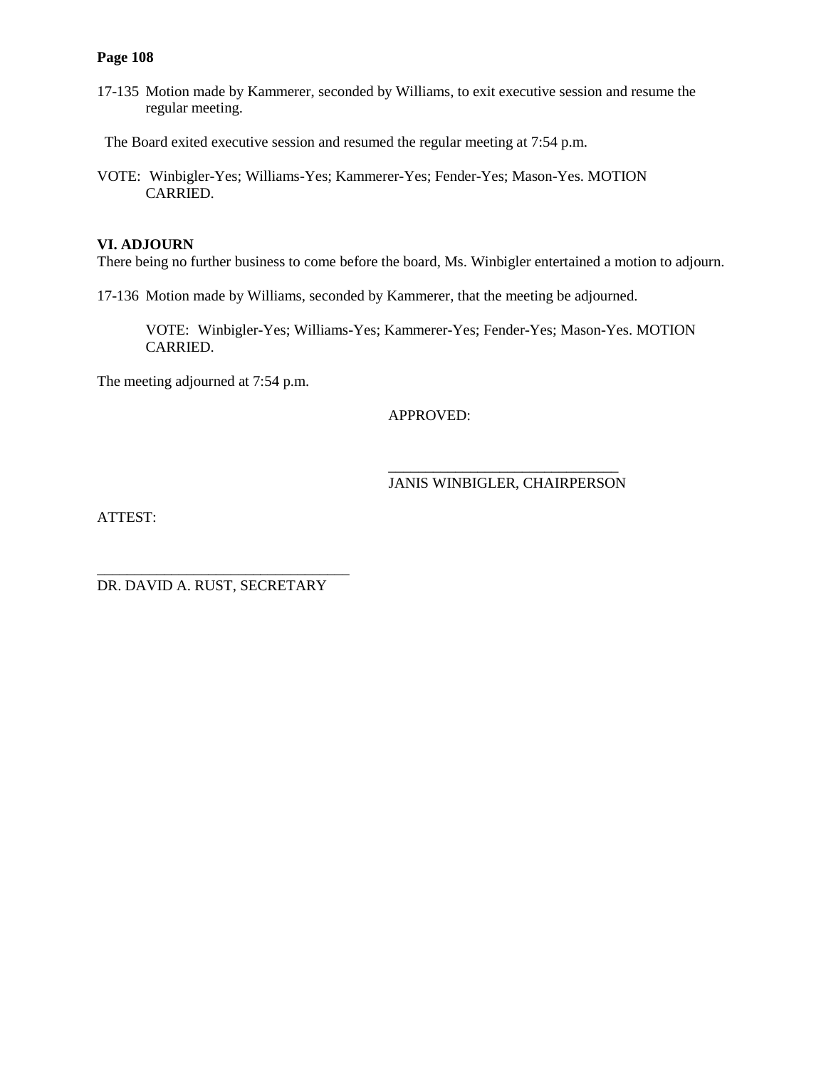17-135 Motion made by Kammerer, seconded by Williams, to exit executive session and resume the regular meeting.

The Board exited executive session and resumed the regular meeting at 7:54 p.m.

VOTE: Winbigler-Yes; Williams-Yes; Kammerer-Yes; Fender-Yes; Mason-Yes. MOTION CARRIED.

**VI. ADJOURN**

There being no further business to come before the board, Ms. Winbigler entertained a motion to adjourn.

17-136 Motion made by Williams, seconded by Kammerer, that the meeting be adjourned.

VOTE: Winbigler-Yes; Williams-Yes; Kammerer-Yes; Fender-Yes; Mason-Yes. MOTION CARRIED.

The meeting adjourned at 7:54 p.m.

APPROVED:

_______________________________
JANIS WINBIGLER, CHAIRPERSON

ATTEST:

_________________________________
DR. DAVID A. RUST, SECRETARY